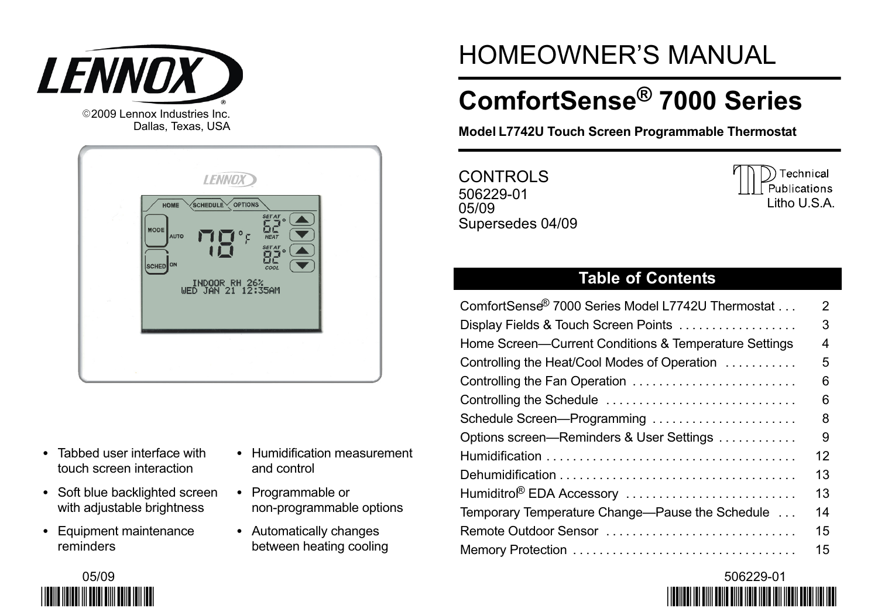©2009 Lennox Industries Inc.
Dallas, Texas, USA

# HOMEOWNER'S MANUAL

## ComfortSense® 7000 Series

**Model L7742U Touch Screen Programmable Thermostat**

CONTROLS
506229-01
05/09
Supersedes 04/09

Technical Publications
Litho U.S.A.

- Tabbed user interface with touch screen interaction
- Soft blue backlighted screen with adjustable brightness
- Equipment maintenance reminders
- Humidification measurement and control
- Programmable or non-programmable options
- Automatically changes between heating cooling

## Table of Contents

| | |
|---|---|
| ComfortSense® 7000 Series Model L7742U Thermostat | 2 |
| Display Fields & Touch Screen Points | 3 |
| Home Screen—Current Conditions & Temperature Settings | 4 |
| Controlling the Heat/Cool Modes of Operation | 5 |
| Controlling the Fan Operation | 6 |
| Controlling the Schedule | 6 |
| Schedule Screen—Programming | 8 |
| Options screen—Reminders & User Settings | 9 |
| Humidification | 12 |
| Dehumidification | 13 |
| Humiditrol® EDA Accessory | 13 |
| Temporary Temperature Change—Pause the Schedule | 14 |
| Remote Outdoor Sensor | 15 |
| Memory Protection | 15 |

05/09

506229-01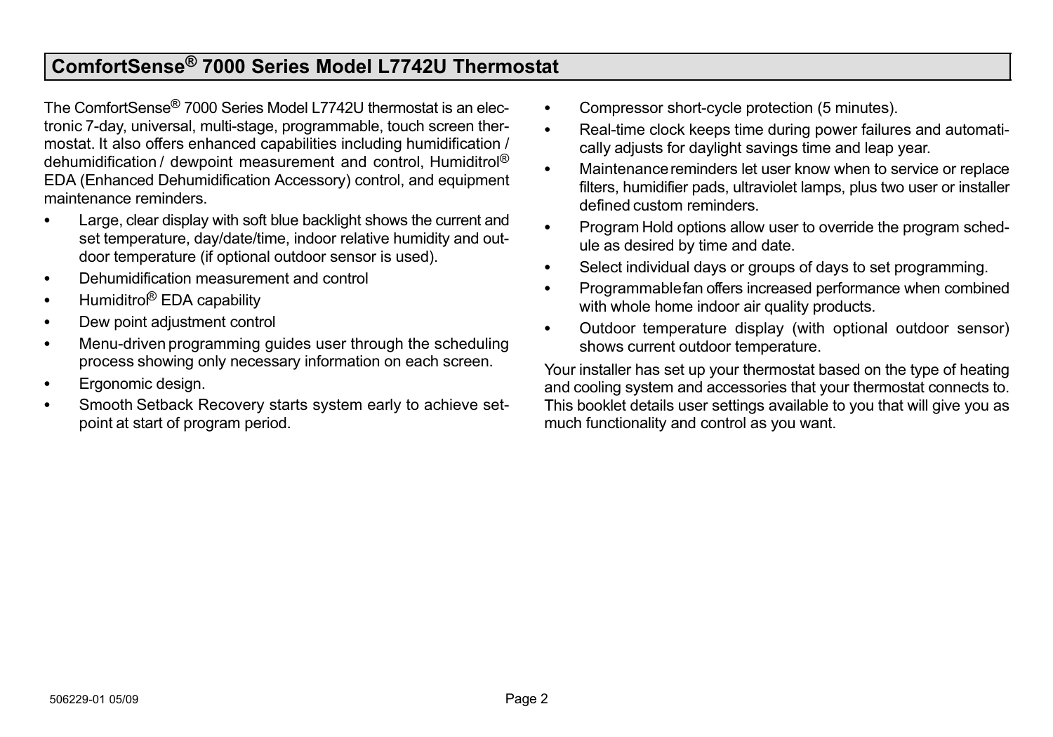## ComfortSense® 7000 Series Model L7742U Thermostat

The ComfortSense® 7000 Series Model L7742U thermostat is an electronic 7-day, universal, multi-stage, programmable, touch screen thermostat. It also offers enhanced capabilities including humidification / dehumidification / dewpoint measurement and control, Humiditrol® EDA (Enhanced Dehumidification Accessory) control, and equipment maintenance reminders.

- Large, clear display with soft blue backlight shows the current and set temperature, day/date/time, indoor relative humidity and outdoor temperature (if optional outdoor sensor is used).
- Dehumidification measurement and control
- Humiditrol® EDA capability
- Dew point adjustment control
- Menu-driven programming guides user through the scheduling process showing only necessary information on each screen.
- Ergonomic design.
- Smooth Setback Recovery starts system early to achieve setpoint at start of program period.
- Compressor short-cycle protection (5 minutes).
- Real-time clock keeps time during power failures and automatically adjusts for daylight savings time and leap year.
- Maintenance reminders let user know when to service or replace filters, humidifier pads, ultraviolet lamps, plus two user or installer defined custom reminders.
- Program Hold options allow user to override the program schedule as desired by time and date.
- Select individual days or groups of days to set programming.
- Programmable fan offers increased performance when combined with whole home indoor air quality products.
- Outdoor temperature display (with optional outdoor sensor) shows current outdoor temperature.

Your installer has set up your thermostat based on the type of heating and cooling system and accessories that your thermostat connects to. This booklet details user settings available to you that will give you as much functionality and control as you want.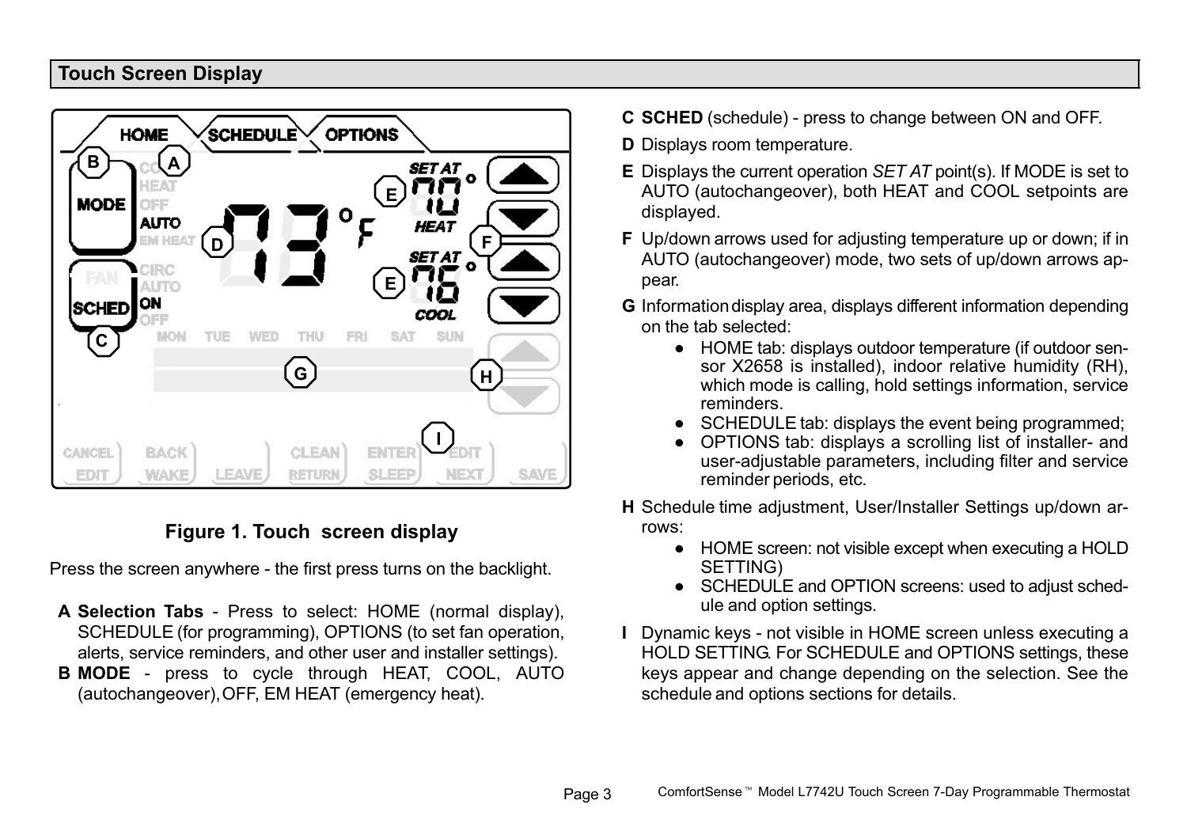## Touch Screen Display

**Figure 1. Touch screen display**

Press the screen anywhere - the first press turns on the backlight.

- **A Selection Tabs** - Press to select: HOME (normal display), SCHEDULE (for programming), OPTIONS (to set fan operation, alerts, service reminders, and other user and installer settings).
- **B MODE** - press to cycle through HEAT, COOL, AUTO (autochangeover), OFF, EM HEAT (emergency heat).
- **C SCHED** (schedule) - press to change between ON and OFF.
- **D** Displays room temperature.
- **E** Displays the current operation *SET AT* point(s). If MODE is set to AUTO (autochangeover), both HEAT and COOL setpoints are displayed.
- **F** Up/down arrows used for adjusting temperature up or down; if in AUTO (autochangeover) mode, two sets of up/down arrows appear.
- **G** Information display area, displays different information depending on the tab selected:
  - HOME tab: displays outdoor temperature (if outdoor sensor X2658 is installed), indoor relative humidity (RH), which mode is calling, hold settings information, service reminders.
  - SCHEDULE tab: displays the event being programmed;
  - OPTIONS tab: displays a scrolling list of installer- and user-adjustable parameters, including filter and service reminder periods, etc.
- **H** Schedule time adjustment, User/Installer Settings up/down arrows:
  - HOME screen: not visible except when executing a HOLD SETTING)
  - SCHEDULE and OPTION screens: used to adjust schedule and option settings.
- **I** Dynamic keys - not visible in HOME screen unless executing a HOLD SETTING. For SCHEDULE and OPTIONS settings, these keys appear and change depending on the selection. See the schedule and options sections for details.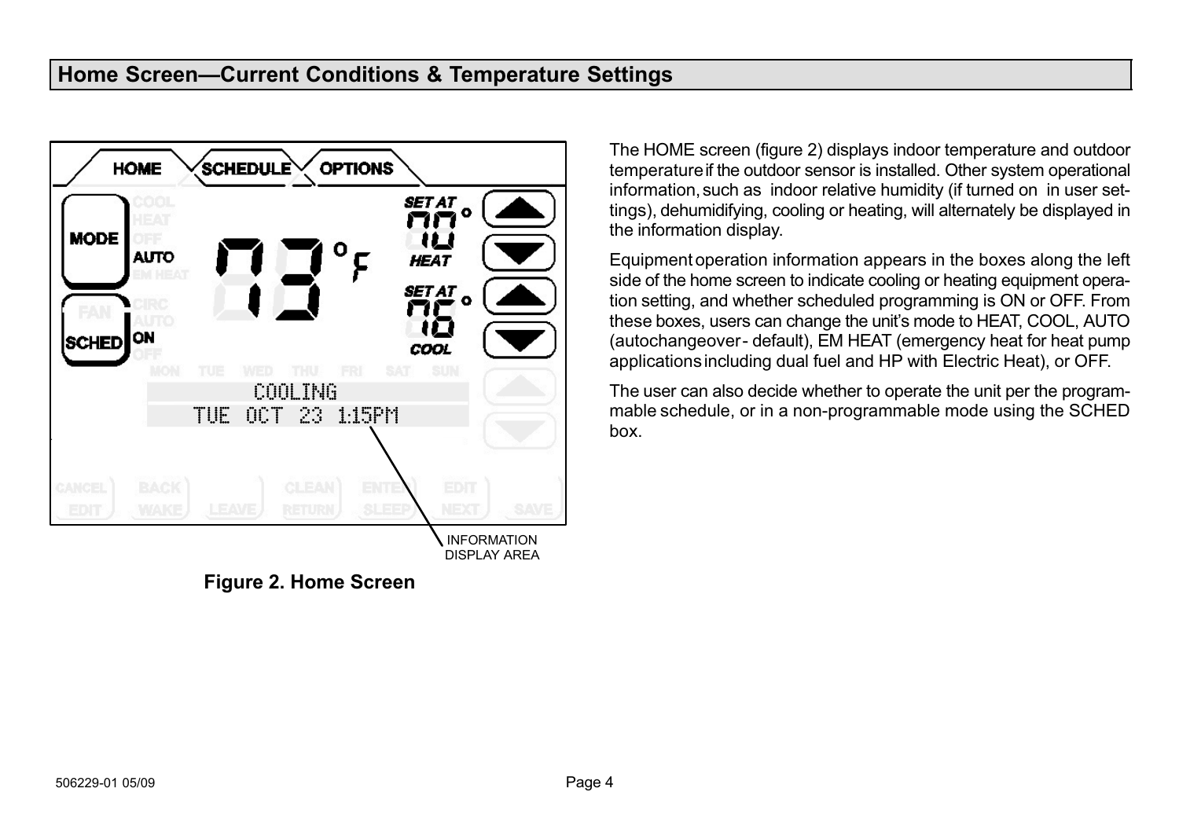## Home Screen—Current Conditions & Temperature Settings

Figure 2. Home Screen

The HOME screen (figure 2) displays indoor temperature and outdoor temperature if the outdoor sensor is installed. Other system operational information, such as indoor relative humidity (if turned on in user settings), dehumidifying, cooling or heating, will alternately be displayed in the information display.

Equipment operation information appears in the boxes along the left side of the home screen to indicate cooling or heating equipment operation setting, and whether scheduled programming is ON or OFF. From these boxes, users can change the unit's mode to HEAT, COOL, AUTO (autochangeover - default), EM HEAT (emergency heat for heat pump applications including dual fuel and HP with Electric Heat), or OFF.

The user can also decide whether to operate the unit per the programmable schedule, or in a non-programmable mode using the SCHED box.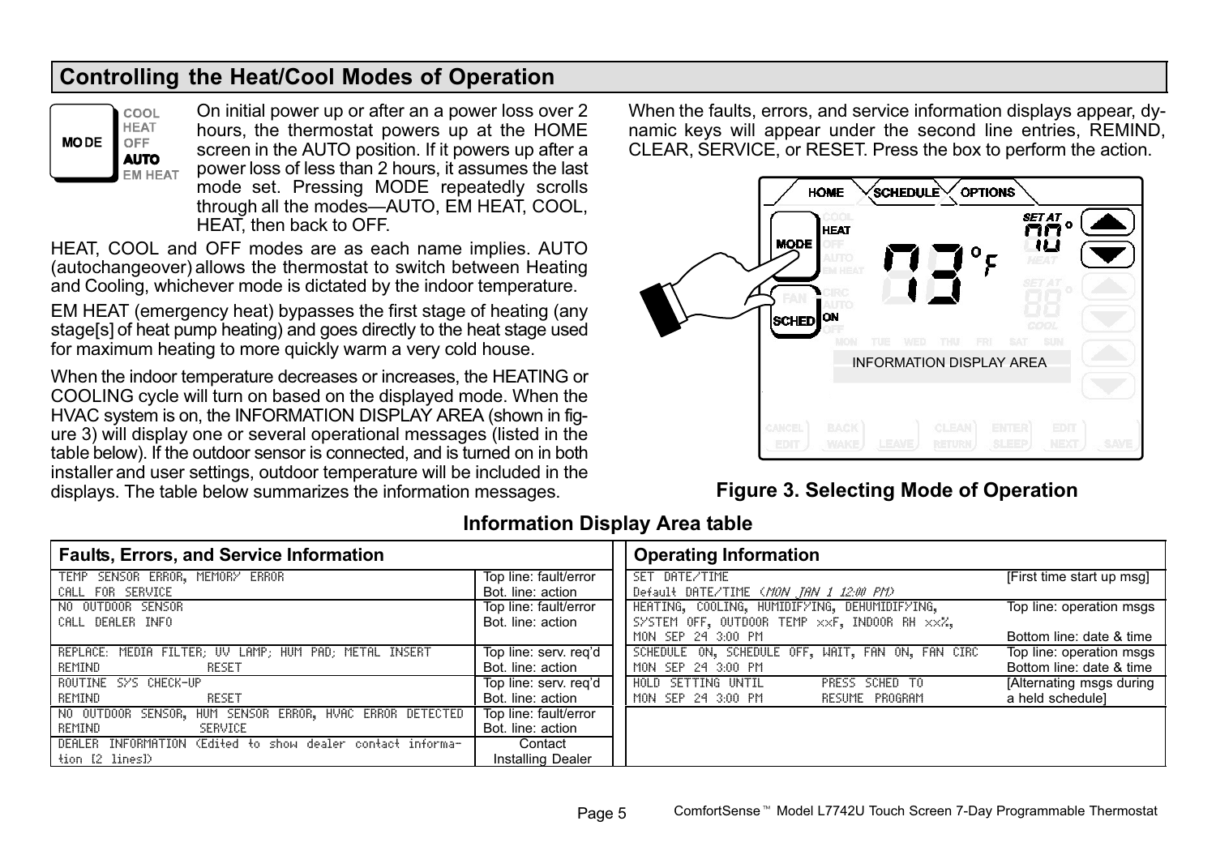## Controlling the Heat/Cool Modes of Operation

MODE — COOL, HEAT, OFF, **AUTO**, EM HEAT

On initial power up or after an a power loss over 2 hours, the thermostat powers up at the HOME screen in the AUTO position. If it powers up after a power loss of less than 2 hours, it assumes the last mode set. Pressing MODE repeatedly scrolls through all the modes—AUTO, EM HEAT, COOL, HEAT, then back to OFF.

HEAT, COOL and OFF modes are as each name implies. AUTO (autochangeover) allows the thermostat to switch between Heating and Cooling, whichever mode is dictated by the indoor temperature.

EM HEAT (emergency heat) bypasses the first stage of heating (any stage[s] of heat pump heating) and goes directly to the heat stage used for maximum heating to more quickly warm a very cold house.

When the indoor temperature decreases or increases, the HEATING or COOLING cycle will turn on based on the displayed mode. When the HVAC system is on, the INFORMATION DISPLAY AREA (shown in figure 3) will display one or several operational messages (listed in the table below). If the outdoor sensor is connected, and is turned on in both installer and user settings, outdoor temperature will be included in the displays. The table below summarizes the information messages.

When the faults, errors, and service information displays appear, dynamic keys will appear under the second line entries, REMIND, CLEAR, SERVICE, or RESET. Press the box to perform the action.

HOME SCHEDULE OPTIONS
MODE
SCHED
INFORMATION DISPLAY AREA

**Figure 3. Selecting Mode of Operation**

### Information Display Area table

| Faults, Errors, and Service Information | |
|---|---|
| TEMP SENSOR ERROR, MEMORY ERROR<br>CALL FOR SERVICE | Top line: fault/error<br>Bot. line: action |
| NO OUTDOOR SENSOR<br>CALL DEALER INFO | Top line: fault/error<br>Bot. line: action |
| REPLACE: MEDIA FILTER; UV LAMP; HUM PAD; METAL INSERT<br>REMIND RESET | Top line: serv. req'd<br>Bot. line: action |
| ROUTINE SYS CHECK-UP<br>REMIND RESET | Top line: serv. req'd<br>Bot. line: action |
| NO OUTDOOR SENSOR, HUM SENSOR ERROR, HVAC ERROR DETECTED<br>REMIND SERVICE | Top line: fault/error<br>Bot. line: action |
| DEALER INFORMATION (Edited to show dealer contact information [2 lines]) | Contact<br>Installing Dealer |

| Operating Information | |
|---|---|
| SET DATE/TIME<br>Default DATE/TIME *(MON JAN 1 12:00 PM)* | [First time start up msg] |
| HEATING, COOLING, HUMIDIFYING, DEHUMIDIFYING, SYSTEM OFF, OUTDOOR TEMP xxF, INDOOR RH xx%,<br>MON SEP 24 3:00 PM | Top line: operation msgs<br>Bottom line: date & time |
| SCHEDULE ON, SCHEDULE OFF, WAIT, FAN ON, FAN CIRC<br>MON SEP 24 3:00 PM | Top line: operation msgs<br>Bottom line: date & time |
| HOLD SETTING UNTIL PRESS SCHED TO<br>MON SEP 24 3:00 PM RESUME PROGRAM | [Alternating msgs during a held schedule] |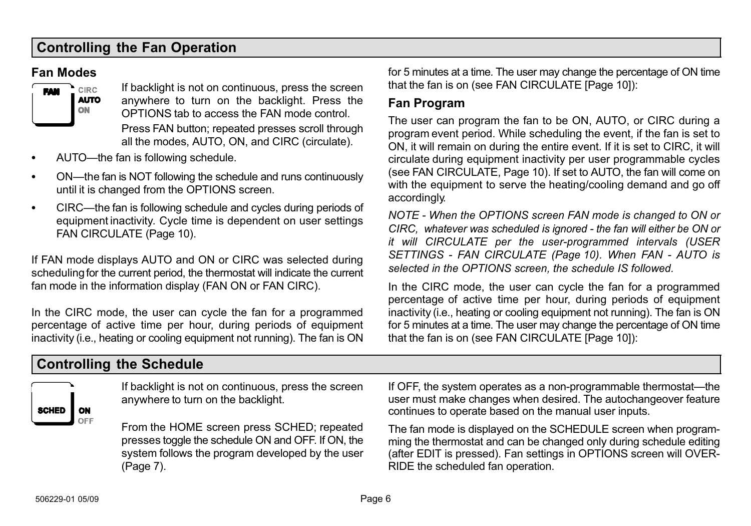## Controlling the Fan Operation

### Fan Modes

FAN CIRC AUTO ON

If backlight is not on continuous, press the screen anywhere to turn on the backlight. Press the OPTIONS tab to access the FAN mode control.

Press FAN button; repeated presses scroll through all the modes, AUTO, ON, and CIRC (circulate).

- AUTO—the fan is following schedule.
- ON—the fan is NOT following the schedule and runs continuously until it is changed from the OPTIONS screen.
- CIRC—the fan is following schedule and cycles during periods of equipment inactivity. Cycle time is dependent on user settings FAN CIRCULATE (Page 10).

If FAN mode displays AUTO and ON or CIRC was selected during scheduling for the current period, the thermostat will indicate the current fan mode in the information display (FAN ON or FAN CIRC).

In the CIRC mode, the user can cycle the fan for a programmed percentage of active time per hour, during periods of equipment inactivity (i.e., heating or cooling equipment not running). The fan is ON for 5 minutes at a time. The user may change the percentage of ON time that the fan is on (see FAN CIRCULATE [Page 10]):

### Fan Program

The user can program the fan to be ON, AUTO, or CIRC during a program event period. While scheduling the event, if the fan is set to ON, it will remain on during the entire event. If it is set to CIRC, it will circulate during equipment inactivity per user programmable cycles (see FAN CIRCULATE, Page 10). If set to AUTO, the fan will come on with the equipment to serve the heating/cooling demand and go off accordingly.

*NOTE - When the OPTIONS screen FAN mode is changed to ON or CIRC, whatever was scheduled is ignored - the fan will either be ON or it will CIRCULATE per the user-programmed intervals (USER SETTINGS - FAN CIRCULATE (Page 10). When FAN - AUTO is selected in the OPTIONS screen, the schedule IS followed.*

In the CIRC mode, the user can cycle the fan for a programmed percentage of active time per hour, during periods of equipment inactivity (i.e., heating or cooling equipment not running). The fan is ON for 5 minutes at a time. The user may change the percentage of ON time that the fan is on (see FAN CIRCULATE [Page 10]):

## Controlling the Schedule

SCHED ON OFF

If backlight is not on continuous, press the screen anywhere to turn on the backlight.

From the HOME screen press SCHED; repeated presses toggle the schedule ON and OFF. If ON, the system follows the program developed by the user (Page 7).

If OFF, the system operates as a non-programmable thermostat—the user must make changes when desired. The autochangeover feature continues to operate based on the manual user inputs.

The fan mode is displayed on the SCHEDULE screen when programming the thermostat and can be changed only during schedule editing (after EDIT is pressed). Fan settings in OPTIONS screen will OVERRIDE the scheduled fan operation.

506229-01 05/09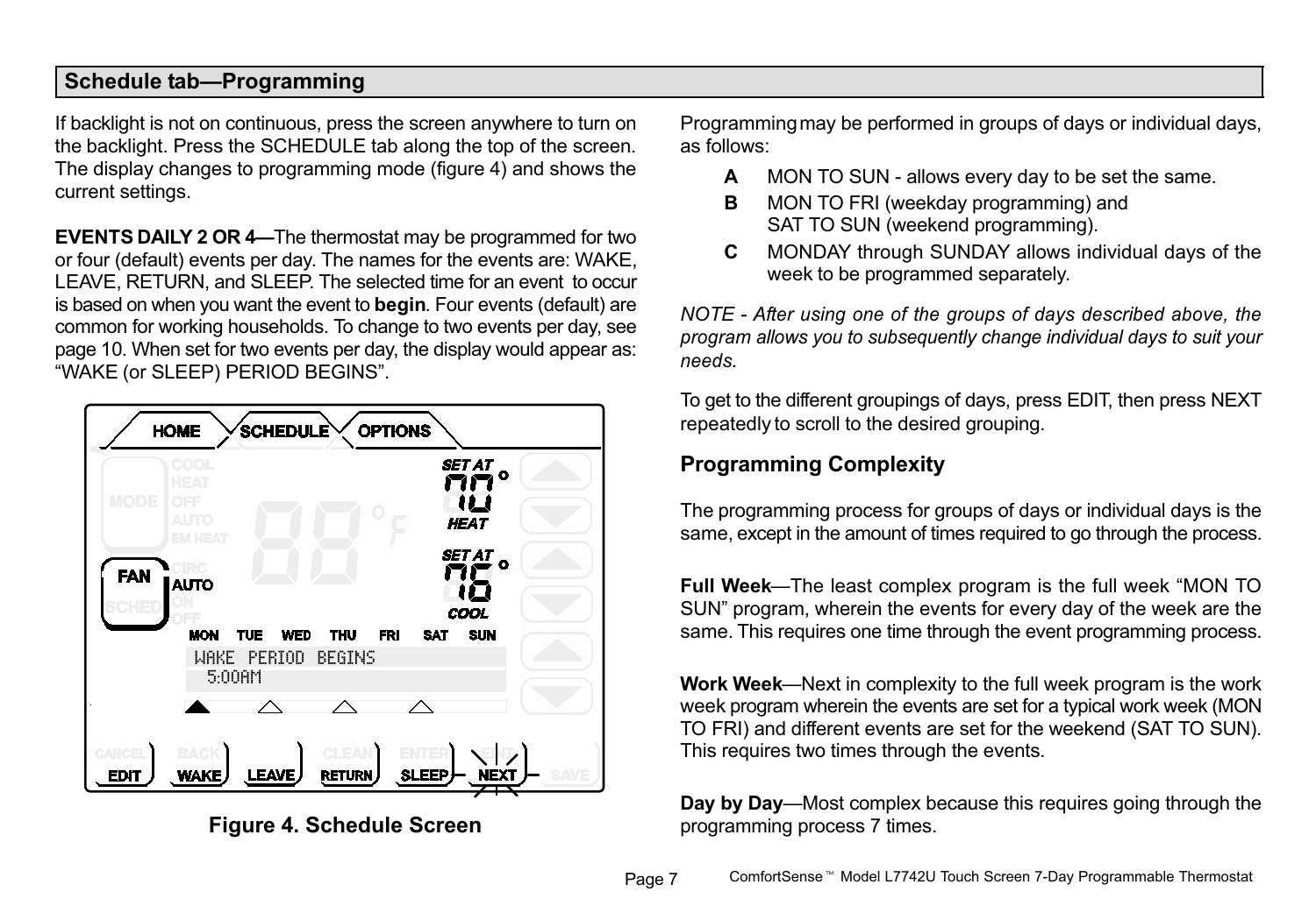## Schedule tab—Programming

If backlight is not on continuous, press the screen anywhere to turn on the backlight. Press the SCHEDULE tab along the top of the screen. The display changes to programming mode (figure 4) and shows the current settings.

**EVENTS DAILY 2 OR 4—**The thermostat may be programmed for two or four (default) events per day. The names for the events are: WAKE, LEAVE, RETURN, and SLEEP. The selected time for an event to occur is based on when you want the event to **begin**. Four events (default) are common for working households. To change to two events per day, see page 10. When set for two events per day, the display would appear as: "WAKE (or SLEEP) PERIOD BEGINS".

**Figure 4. Schedule Screen**

Programming may be performed in groups of days or individual days, as follows:

- **A** MON TO SUN - allows every day to be set the same.
- **B** MON TO FRI (weekday programming) and SAT TO SUN (weekend programming).
- **C** MONDAY through SUNDAY allows individual days of the week to be programmed separately.

*NOTE - After using one of the groups of days described above, the program allows you to subsequently change individual days to suit your needs.*

To get to the different groupings of days, press EDIT, then press NEXT repeatedly to scroll to the desired grouping.

### Programming Complexity

The programming process for groups of days or individual days is the same, except in the amount of times required to go through the process.

**Full Week**—The least complex program is the full week "MON TO SUN" program, wherein the events for every day of the week are the same. This requires one time through the event programming process.

**Work Week**—Next in complexity to the full week program is the work week program wherein the events are set for a typical work week (MON TO FRI) and different events are set for the weekend (SAT TO SUN). This requires two times through the events.

**Day by Day**—Most complex because this requires going through the programming process 7 times.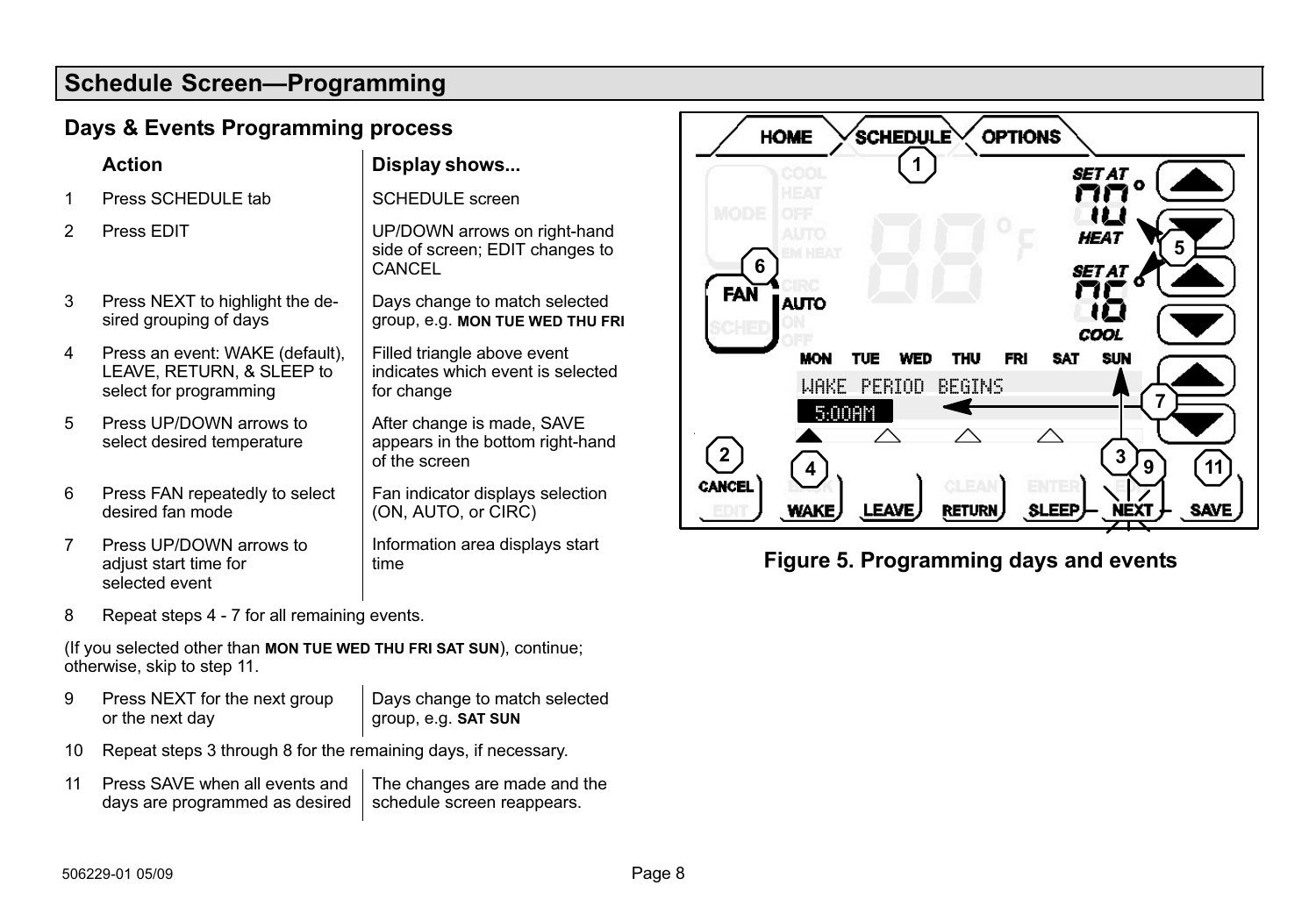## Schedule Screen—Programming

### Days & Events Programming process

| | Action | Display shows... |
|---|---|---|
| 1 | Press SCHEDULE tab | SCHEDULE screen |
| 2 | Press EDIT | UP/DOWN arrows on right-hand side of screen; EDIT changes to CANCEL |
| 3 | Press NEXT to highlight the desired grouping of days | Days change to match selected group, e.g. **MON TUE WED THU FRI** |
| 4 | Press an event: WAKE (default), LEAVE, RETURN, & SLEEP to select for programming | Filled triangle above event indicates which event is selected for change |
| 5 | Press UP/DOWN arrows to select desired temperature | After change is made, SAVE appears in the bottom right-hand of the screen |
| 6 | Press FAN repeatedly to select desired fan mode | Fan indicator displays selection (ON, AUTO, or CIRC) |
| 7 | Press UP/DOWN arrows to adjust start time for selected event | Information area displays start time |

8 Repeat steps 4 - 7 for all remaining events.

(If you selected other than **MON TUE WED THU FRI SAT SUN**), continue; otherwise, skip to step 11.

| | | |
|---|---|---|
| 9 | Press NEXT for the next group or the next day | Days change to match selected group, e.g. **SAT SUN** |

10 Repeat steps 3 through 8 for the remaining days, if necessary.

| | | |
|---|---|---|
| 11 | Press SAVE when all events and days are programmed as desired | The changes are made and the schedule screen reappears. |

HOME
SCHEDULE
OPTIONS
MODE
COOL
HEAT
OFF
AUTO
EM HEAT
88 °F
SET AT 70 ° HEAT
SET AT 76 ° COOL
FAN
SCHED
CIRC
AUTO
ON
OFF
MON TUE WED THU FRI SAT SUN
WAKE PERIOD BEGINS
5:00AM
CANCEL
EDIT
BACK
WAKE
LEAVE
CLEAN
RETURN
ENTER
SLEEP
NEXT
SAVE
1
2
3
4
5
6
7
9
11

**Figure 5. Programming days and events**

506229-01 05/09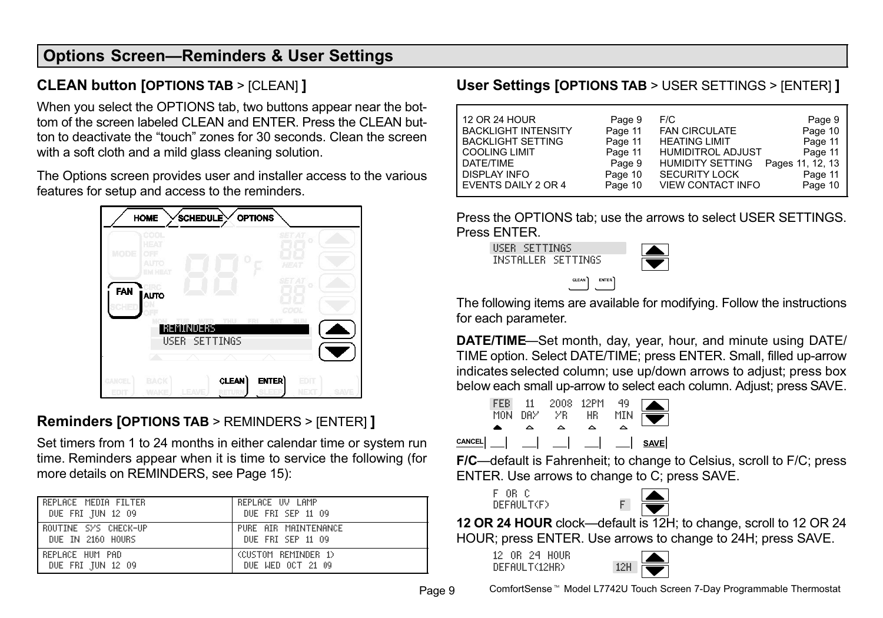## Options Screen—Reminders & User Settings

### CLEAN button [OPTIONS TAB > [CLEAN] ]

When you select the OPTIONS tab, two buttons appear near the bottom of the screen labeled CLEAN and ENTER. Press the CLEAN button to deactivate the "touch" zones for 30 seconds. Clean the screen with a soft cloth and a mild glass cleaning solution.

The Options screen provides user and installer access to the various features for setup and access to the reminders.

### Reminders [OPTIONS TAB > REMINDERS > [ENTER] ]

Set timers from 1 to 24 months in either calendar time or system run time. Reminders appear when it is time to service the following (for more details on REMINDERS, see Page 15):

| | |
|---|---|
| REPLACE MEDIA FILTER<br>DUE FRI JUN 12 09 | REPLACE UV LAMP<br>DUE FRI SEP 11 09 |
| ROUTINE SYS CHECK-UP<br>DUE IN 2160 HOURS | PURE AIR MAINTENANCE<br>DUE FRI SEP 11 09 |
| REPLACE HUM PAD<br>DUE FRI JUN 12 09 | (CUSTOM REMINDER 1)<br>DUE WED OCT 21 09 |

### User Settings [OPTIONS TAB > USER SETTINGS > [ENTER] ]

| | | | |
|---|---|---|---|
| 12 OR 24 HOUR | Page 9 | F/C | Page 9 |
| BACKLIGHT INTENSITY | Page 11 | FAN CIRCULATE | Page 10 |
| BACKLIGHT SETTING | Page 11 | HEATING LIMIT | Page 11 |
| COOLING LIMIT | Page 11 | HUMIDITROL ADJUST | Page 11 |
| DATE/TIME | Page 9 | HUMIDITY SETTING | Pages 11, 12, 13 |
| DISPLAY INFO | Page 10 | SECURITY LOCK | Page 11 |
| EVENTS DAILY 2 OR 4 | Page 10 | VIEW CONTACT INFO | Page 10 |

Press the OPTIONS tab; use the arrows to select USER SETTINGS. Press ENTER.

USER SETTINGS
INSTALLER SETTINGS

The following items are available for modifying. Follow the instructions for each parameter.

**DATE/TIME**—Set month, day, year, hour, and minute using DATE/TIME option. Select DATE/TIME; press ENTER. Small, filled up-arrow indicates selected column; use up/down arrows to adjust; press box below each small up-arrow to select each column. Adjust; press SAVE.

FEB 11 2008 12PM 49
MON DAY YR HR MIN

CANCEL SAVE

**F/C**—default is Fahrenheit; to change to Celsius, scroll to F/C; press ENTER. Use arrows to change to C; press SAVE.

F OR C
DEFAULT(F) F

**12 OR 24 HOUR** clock—default is 12H; to change, scroll to 12 OR 24 HOUR; press ENTER. Use arrows to change to 24H; press SAVE.

12 OR 24 HOUR
DEFAULT(12HR) 12H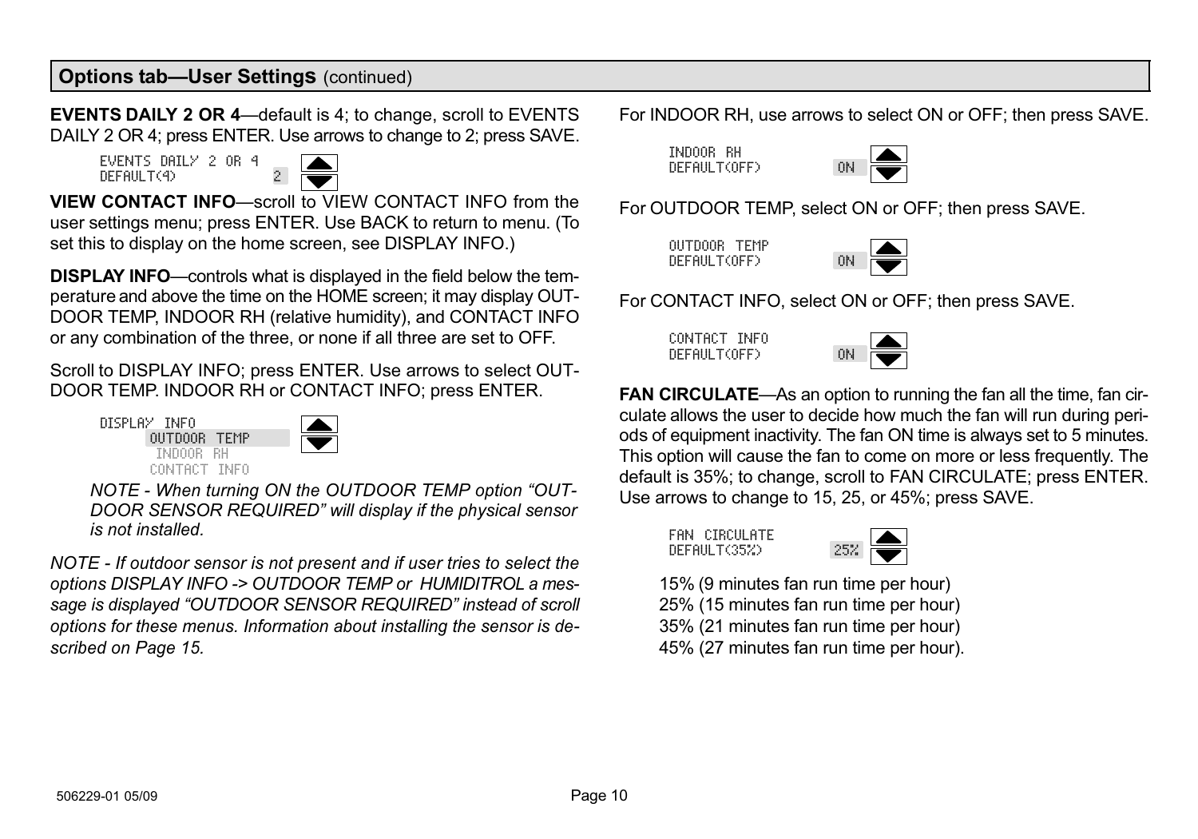## Options tab—User Settings (continued)

**EVENTS DAILY 2 OR 4**—default is 4; to change, scroll to EVENTS DAILY 2 OR 4; press ENTER. Use arrows to change to 2; press SAVE.

```
EVENTS DAILY 2 OR 4
DEFAULT(4)            2
```

**VIEW CONTACT INFO**—scroll to VIEW CONTACT INFO from the user settings menu; press ENTER. Use BACK to return to menu. (To set this to display on the home screen, see DISPLAY INFO.)

**DISPLAY INFO**—controls what is displayed in the field below the temperature and above the time on the HOME screen; it may display OUTDOOR TEMP, INDOOR RH (relative humidity), and CONTACT INFO or any combination of the three, or none if all three are set to OFF.

Scroll to DISPLAY INFO; press ENTER. Use arrows to select OUTDOOR TEMP. INDOOR RH or CONTACT INFO; press ENTER.

```
DISPLAY INFO
    OUTDOOR TEMP
    INDOOR RH
    CONTACT INFO
```

*NOTE - When turning ON the OUTDOOR TEMP option "OUTDOOR SENSOR REQUIRED" will display if the physical sensor is not installed.*

*NOTE - If outdoor sensor is not present and if user tries to select the options DISPLAY INFO -> OUTDOOR TEMP or HUMIDITROL a message is displayed "OUTDOOR SENSOR REQUIRED" instead of scroll options for these menus. Information about installing the sensor is described on Page 15.*

For INDOOR RH, use arrows to select ON or OFF; then press SAVE.

```
INDOOR RH
DEFAULT(OFF)          ON
```

For OUTDOOR TEMP, select ON or OFF; then press SAVE.

```
OUTDOOR TEMP
DEFAULT(OFF)          ON
```

For CONTACT INFO, select ON or OFF; then press SAVE.

```
CONTACT INFO
DEFAULT(OFF)          ON
```

**FAN CIRCULATE**—As an option to running the fan all the time, fan circulate allows the user to decide how much the fan will run during periods of equipment inactivity. The fan ON time is always set to 5 minutes. This option will cause the fan to come on more or less frequently. The default is 35%; to change, scroll to FAN CIRCULATE; press ENTER. Use arrows to change to 15, 25, or 45%; press SAVE.

```
FAN CIRCULATE
DEFAULT(35%)          25%
```

15% (9 minutes fan run time per hour)
25% (15 minutes fan run time per hour)
35% (21 minutes fan run time per hour)
45% (27 minutes fan run time per hour).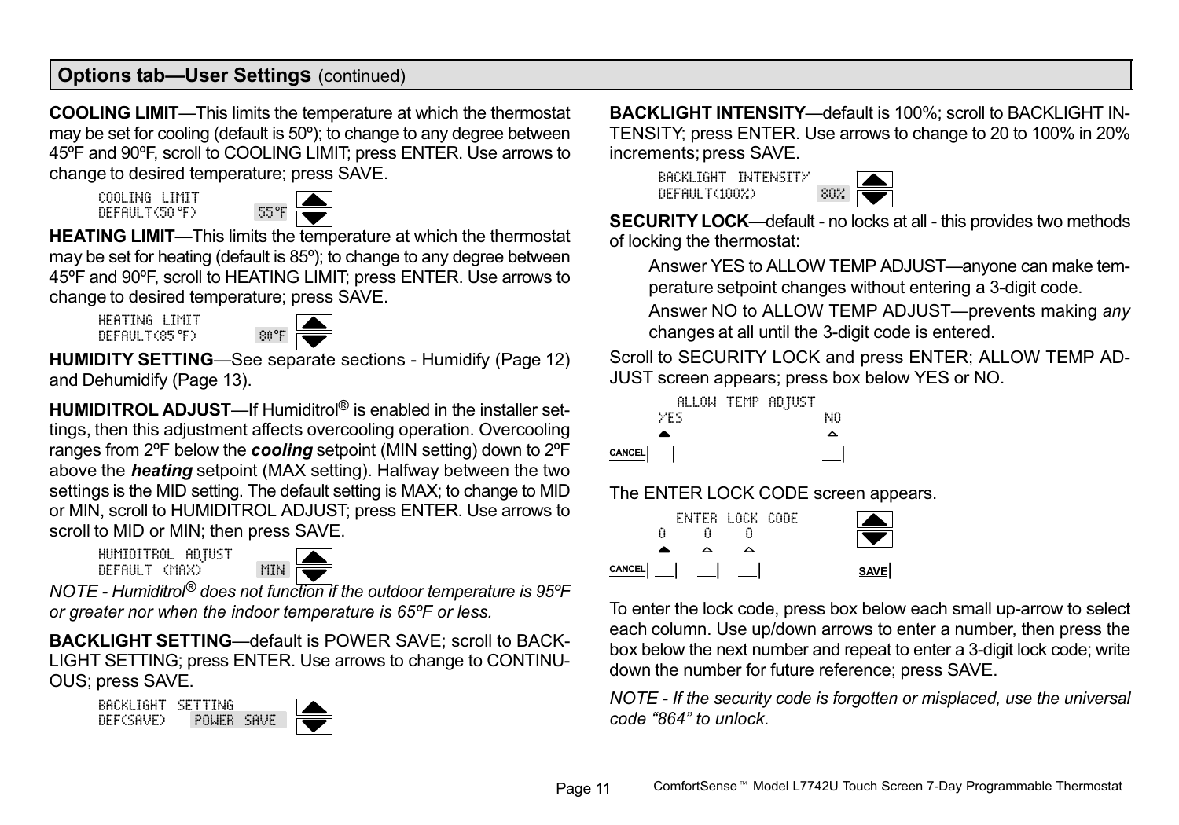## Options tab—User Settings (continued)

**COOLING LIMIT**—This limits the temperature at which the thermostat may be set for cooling (default is 50º); to change to any degree between 45ºF and 90ºF, scroll to COOLING LIMIT; press ENTER. Use arrows to change to desired temperature; press SAVE.

```
COOLING LIMIT
DEFAULT(50°F)        55°F
```

**HEATING LIMIT**—This limits the temperature at which the thermostat may be set for heating (default is 85º); to change to any degree between 45ºF and 90ºF, scroll to HEATING LIMIT; press ENTER. Use arrows to change to desired temperature; press SAVE.

```
HEATING LIMIT
DEFAULT(85°F)        80°F
```

**HUMIDITY SETTING**—See separate sections - Humidify (Page 12) and Dehumidify (Page 13).

**HUMIDITROL ADJUST**—If Humiditrol® is enabled in the installer settings, then this adjustment affects overcooling operation. Overcooling ranges from 2ºF below the ***cooling*** setpoint (MIN setting) down to 2ºF above the ***heating*** setpoint (MAX setting). Halfway between the two settings is the MID setting. The default setting is MAX; to change to MID or MIN, scroll to HUMIDITROL ADJUST; press ENTER. Use arrows to scroll to MID or MIN; then press SAVE.

```
HUMIDITROL ADJUST
DEFAULT (MAX)        MIN
```

*NOTE - Humiditrol® does not function if the outdoor temperature is 95ºF or greater nor when the indoor temperature is 65ºF or less.*

**BACKLIGHT SETTING**—default is POWER SAVE; scroll to BACKLIGHT SETTING; press ENTER. Use arrows to change to CONTINUOUS; press SAVE.

```
BACKLIGHT SETTING
DEF(SAVE)    POWER SAVE
```

**BACKLIGHT INTENSITY**—default is 100%; scroll to BACKLIGHT INTENSITY; press ENTER. Use arrows to change to 20 to 100% in 20% increments; press SAVE.

```
BACKLIGHT INTENSITY
DEFAULT(100%)        80%
```

**SECURITY LOCK**—default - no locks at all - this provides two methods of locking the thermostat:

Answer YES to ALLOW TEMP ADJUST—anyone can make temperature setpoint changes without entering a 3-digit code.

Answer NO to ALLOW TEMP ADJUST—prevents making *any* changes at all until the 3-digit code is entered.

Scroll to SECURITY LOCK and press ENTER; ALLOW TEMP ADJUST screen appears; press box below YES or NO.

```
   ALLOW TEMP ADJUST
YES                 NO
CANCEL
```

The ENTER LOCK CODE screen appears.

```
   ENTER LOCK CODE
0    0    0
CANCEL                SAVE
```

To enter the lock code, press box below each small up-arrow to select each column. Use up/down arrows to enter a number, then press the box below the next number and repeat to enter a 3-digit lock code; write down the number for future reference; press SAVE.

*NOTE - If the security code is forgotten or misplaced, use the universal code “864” to unlock.*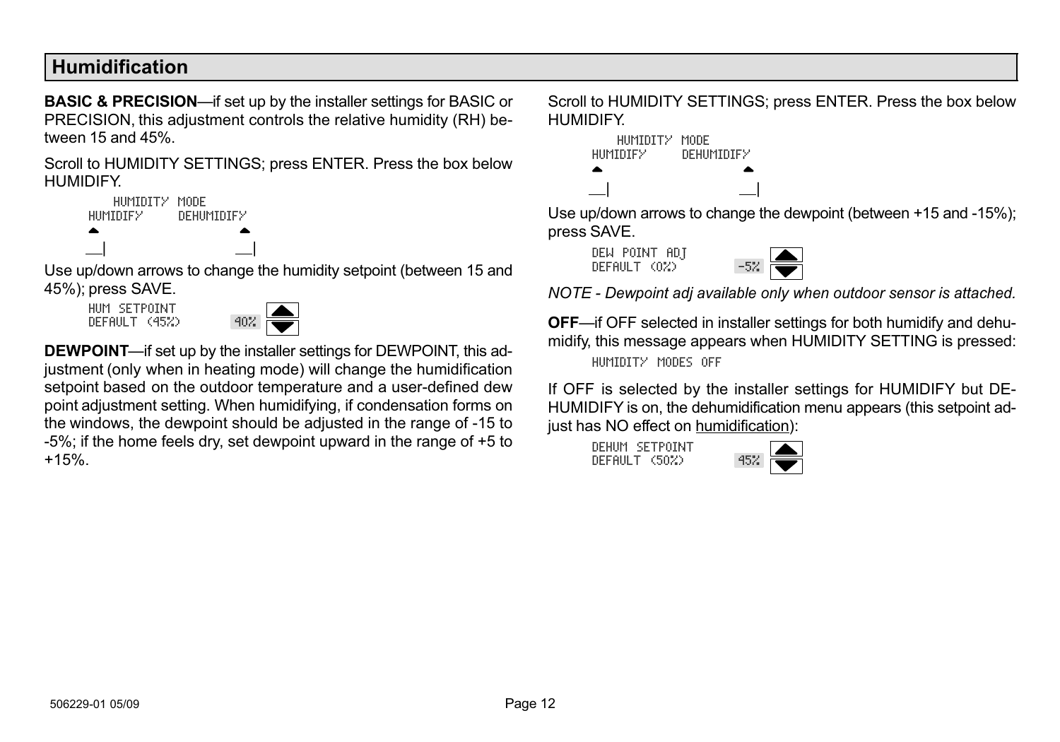## Humidification

**BASIC & PRECISION**—if set up by the installer settings for BASIC or PRECISION, this adjustment controls the relative humidity (RH) between 15 and 45%.

Scroll to HUMIDITY SETTINGS; press ENTER. Press the box below HUMIDIFY.

```
   HUMIDITY MODE
HUMIDIFY     DEHUMIDIFY
```

Use up/down arrows to change the humidity setpoint (between 15 and 45%); press SAVE.

```
HUM SETPOINT
DEFAULT (45%)        40%
```

**DEWPOINT**—if set up by the installer settings for DEWPOINT, this adjustment (only when in heating mode) will change the humidification setpoint based on the outdoor temperature and a user-defined dew point adjustment setting. When humidifying, if condensation forms on the windows, the dewpoint should be adjusted in the range of -15 to -5%; if the home feels dry, set dewpoint upward in the range of +5 to +15%.

Scroll to HUMIDITY SETTINGS; press ENTER. Press the box below HUMIDIFY.

```
   HUMIDITY MODE
HUMIDIFY     DEHUMIDIFY
```

Use up/down arrows to change the dewpoint (between +15 and -15%); press SAVE.

```
DEW POINT ADJ
DEFAULT (0%)         -5%
```

*NOTE - Dewpoint adj available only when outdoor sensor is attached.*

**OFF**—if OFF selected in installer settings for both humidify and dehumidify, this message appears when HUMIDITY SETTING is pressed:

```
HUMIDITY MODES OFF
```

If OFF is selected by the installer settings for HUMIDIFY but DEHUMIDIFY is on, the dehumidification menu appears (this setpoint adjust has NO effect on humidification):

```
DEHUM SETPOINT
DEFAULT (50%)        45%
```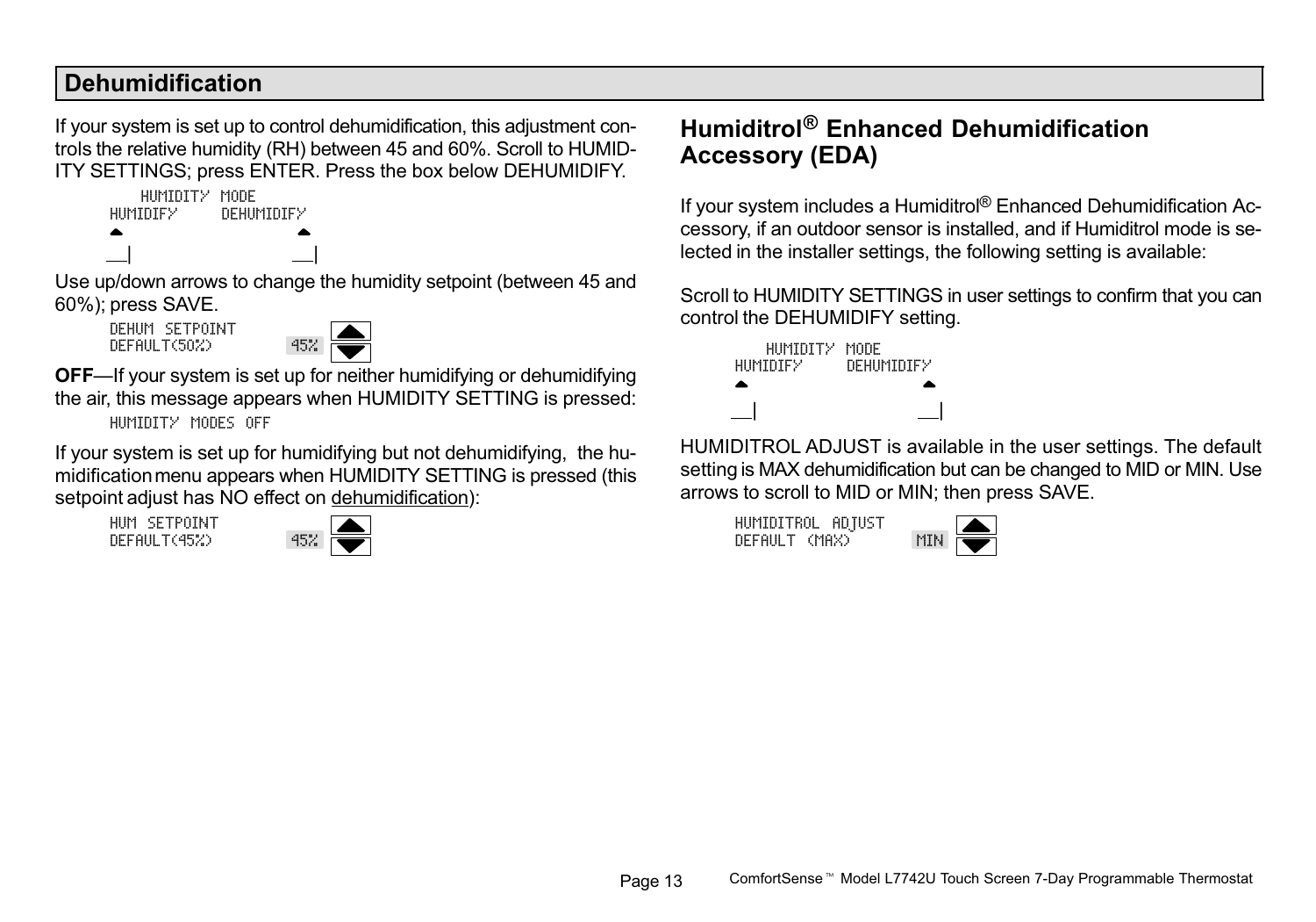## Dehumidification

If your system is set up to control dehumidification, this adjustment controls the relative humidity (RH) between 45 and 60%. Scroll to HUMIDITY SETTINGS; press ENTER. Press the box below DEHUMIDIFY.

```
    HUMIDITY MODE
HUMIDIFY     DEHUMIDIFY
```

Use up/down arrows to change the humidity setpoint (between 45 and 60%); press SAVE.

```
DEHUM SETPOINT
DEFAULT(50%)        45%
```

**OFF**—If your system is set up for neither humidifying or dehumidifying the air, this message appears when HUMIDITY SETTING is pressed:

```
HUMIDITY MODES OFF
```

If your system is set up for humidifying but not dehumidifying, the humidification menu appears when HUMIDITY SETTING is pressed (this setpoint adjust has NO effect on dehumidification):

```
HUM SETPOINT
DEFAULT(45%)        45%
```

## Humiditrol® Enhanced Dehumidification Accessory (EDA)

If your system includes a Humiditrol® Enhanced Dehumidification Accessory, if an outdoor sensor is installed, and if Humiditrol mode is selected in the installer settings, the following setting is available:

Scroll to HUMIDITY SETTINGS in user settings to confirm that you can control the DEHUMIDIFY setting.

```
    HUMIDITY MODE
HUMIDIFY     DEHUMIDIFY
```

HUMIDITROL ADJUST is available in the user settings. The default setting is MAX dehumidification but can be changed to MID or MIN. Use arrows to scroll to MID or MIN; then press SAVE.

```
HUMIDITROL ADJUST
DEFAULT (MAX)       MIN
```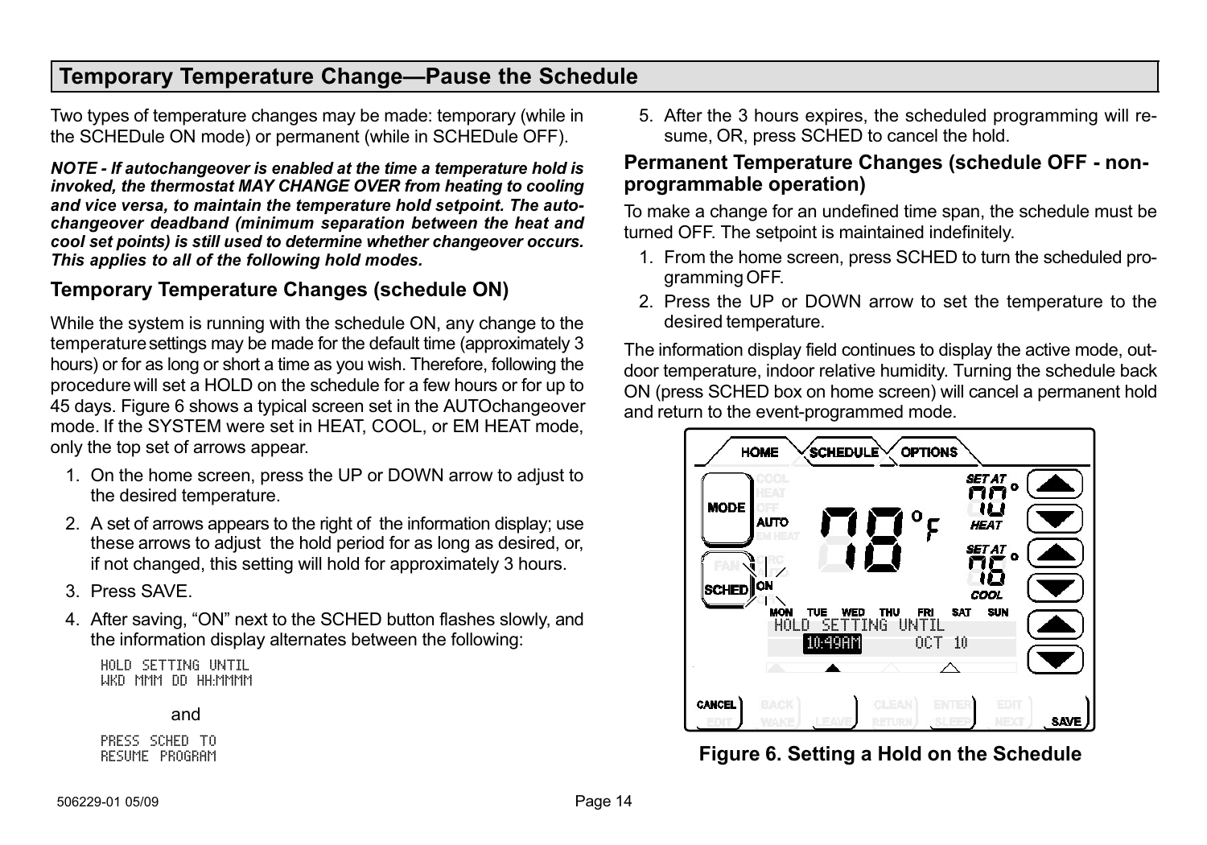## Temporary Temperature Change—Pause the Schedule

Two types of temperature changes may be made: temporary (while in the SCHEDule ON mode) or permanent (while in SCHEDule OFF).

***NOTE - If autochangeover is enabled at the time a temperature hold is invoked, the thermostat MAY CHANGE OVER from heating to cooling and vice versa, to maintain the temperature hold setpoint. The auto-changeover deadband (minimum separation between the heat and cool set points) is still used to determine whether changeover occurs. This applies to all of the following hold modes.***

### Temporary Temperature Changes (schedule ON)

While the system is running with the schedule ON, any change to the temperature settings may be made for the default time (approximately 3 hours) or for as long or short a time as you wish. Therefore, following the procedure will set a HOLD on the schedule for a few hours or for up to 45 days. Figure 6 shows a typical screen set in the AUTOchangeover mode. If the SYSTEM were set in HEAT, COOL, or EM HEAT mode, only the top set of arrows appear.

1. On the home screen, press the UP or DOWN arrow to adjust to the desired temperature.
2. A set of arrows appears to the right of the information display; use these arrows to adjust the hold period for as long as desired, or, if not changed, this setting will hold for approximately 3 hours.
3. Press SAVE.
4. After saving, "ON" next to the SCHED button flashes slowly, and the information display alternates between the following:

   HOLD SETTING UNTIL
   WKD MMM DD HH:MMMM

   and

   PRESS SCHED TO
   RESUME PROGRAM

5. After the 3 hours expires, the scheduled programming will resume, OR, press SCHED to cancel the hold.

### Permanent Temperature Changes (schedule OFF - non-programmable operation)

To make a change for an undefined time span, the schedule must be turned OFF. The setpoint is maintained indefinitely.

1. From the home screen, press SCHED to turn the scheduled programming OFF.
2. Press the UP or DOWN arrow to set the temperature to the desired temperature.

The information display field continues to display the active mode, outdoor temperature, indoor relative humidity. Turning the schedule back ON (press SCHED box on home screen) will cancel a permanent hold and return to the event-programmed mode.

HOME SCHEDULE OPTIONS
MODE COOL HEAT OFF AUTO EM HEAT
78°F
SET AT 70° HEAT
SET AT 76° COOL
SCHED ON
MON TUE WED THU FRI SAT SUN
HOLD SETTING UNTIL
10:49AM OCT 10
CANCEL EDIT BACK WAKE LEAVE CLEAN RETURN ENTER SLEEP EDIT NEXT SAVE

**Figure 6. Setting a Hold on the Schedule**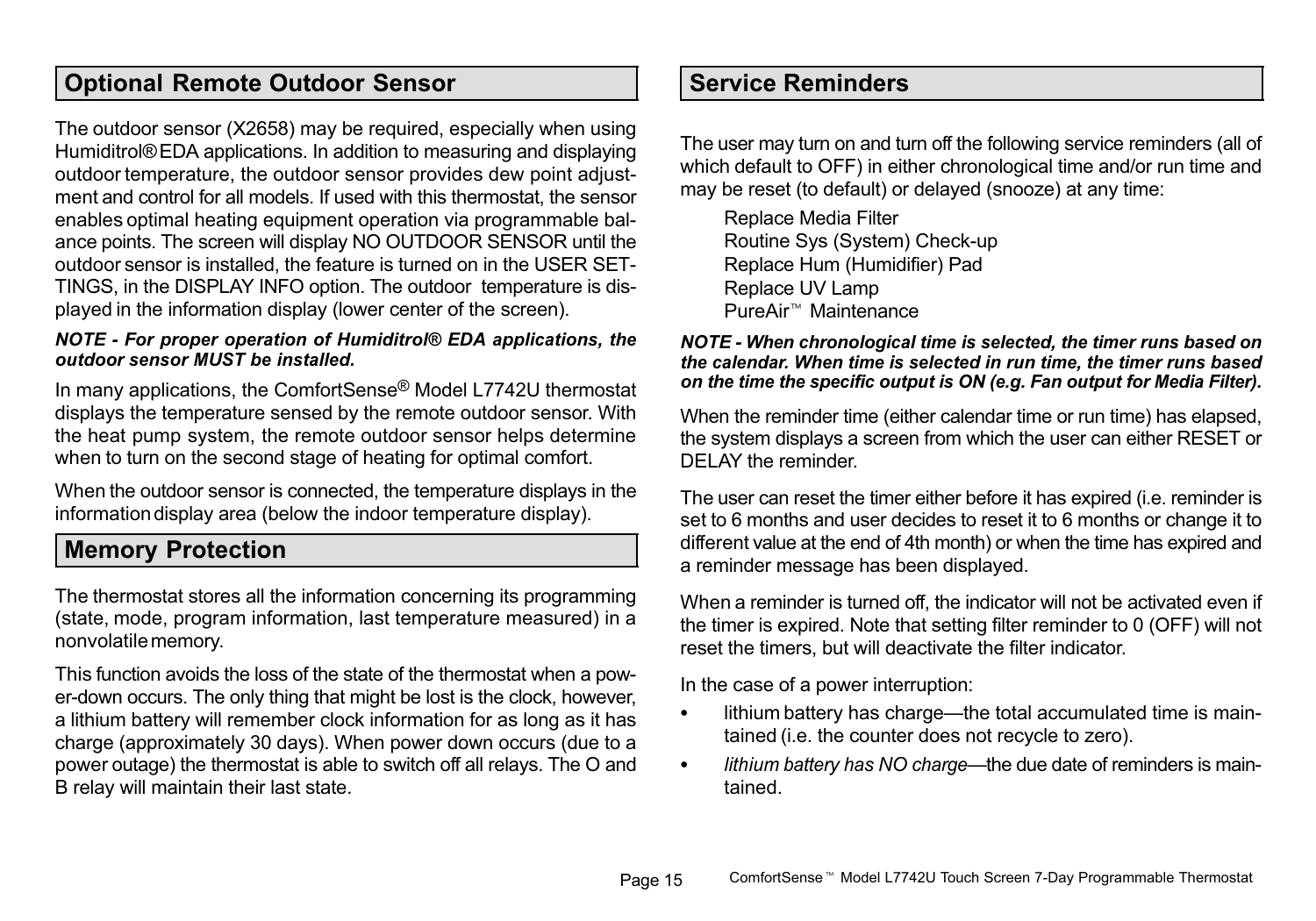## Optional Remote Outdoor Sensor

The outdoor sensor (X2658) may be required, especially when using Humiditrol® EDA applications. In addition to measuring and displaying outdoor temperature, the outdoor sensor provides dew point adjustment and control for all models. If used with this thermostat, the sensor enables optimal heating equipment operation via programmable balance points. The screen will display NO OUTDOOR SENSOR until the outdoor sensor is installed, the feature is turned on in the USER SETTINGS, in the DISPLAY INFO option. The outdoor temperature is displayed in the information display (lower center of the screen).

***NOTE - For proper operation of Humiditrol® EDA applications, the outdoor sensor MUST be installed.***

In many applications, the ComfortSense® Model L7742U thermostat displays the temperature sensed by the remote outdoor sensor. With the heat pump system, the remote outdoor sensor helps determine when to turn on the second stage of heating for optimal comfort.

When the outdoor sensor is connected, the temperature displays in the information display area (below the indoor temperature display).

## Memory Protection

The thermostat stores all the information concerning its programming (state, mode, program information, last temperature measured) in a nonvolatile memory.

This function avoids the loss of the state of the thermostat when a power-down occurs. The only thing that might be lost is the clock, however, a lithium battery will remember clock information for as long as it has charge (approximately 30 days). When power down occurs (due to a power outage) the thermostat is able to switch off all relays. The O and B relay will maintain their last state.

## Service Reminders

The user may turn on and turn off the following service reminders (all of which default to OFF) in either chronological time and/or run time and may be reset (to default) or delayed (snooze) at any time:

Replace Media Filter
Routine Sys (System) Check-up
Replace Hum (Humidifier) Pad
Replace UV Lamp
PureAir™ Maintenance

***NOTE - When chronological time is selected, the timer runs based on the calendar. When time is selected in run time, the timer runs based on the time the specific output is ON (e.g. Fan output for Media Filter).***

When the reminder time (either calendar time or run time) has elapsed, the system displays a screen from which the user can either RESET or DELAY the reminder.

The user can reset the timer either before it has expired (i.e. reminder is set to 6 months and user decides to reset it to 6 months or change it to different value at the end of 4th month) or when the time has expired and a reminder message has been displayed.

When a reminder is turned off, the indicator will not be activated even if the timer is expired. Note that setting filter reminder to 0 (OFF) will not reset the timers, but will deactivate the filter indicator.

In the case of a power interruption:

- lithium battery has charge—the total accumulated time is maintained (i.e. the counter does not recycle to zero).
- *lithium battery has NO charge*—the due date of reminders is maintained.